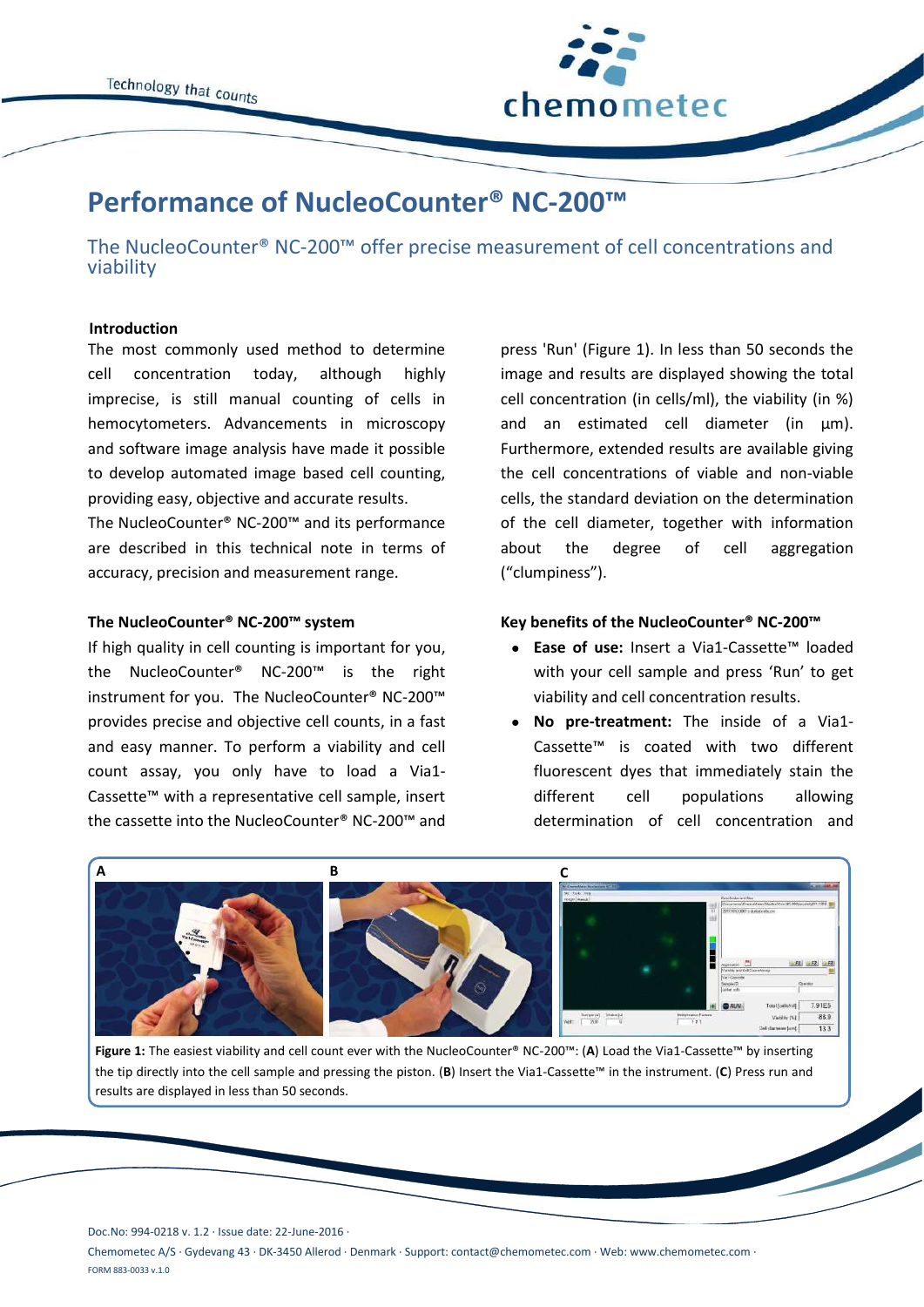# Performance of NucleoCounter® NC-200™

## The NucleoCounter® NC-200™ offer precise measurement of cell concentrations and viability

### Introduction

The most commonly used method to determine cell concentration today, although highly imprecise, is still manual counting of cells in hemocytometers. Advancements in microscopy and software image analysis have made it possible to develop automated image based cell counting, providing easy, objective and accurate results.

The NucleoCounter® NC-200™ and its performance are described in this technical note in terms of accuracy, precision and measurement range.

### The NucleoCounter® NC-200™ system

If high quality in cell counting is important for you, the NucleoCounter® NC-200™ is the right instrument for you. The NucleoCounter® NC-200™ provides precise and objective cell counts, in a fast and easy manner. To perform a viability and cell count assay, you only have to load a Via1-Cassette™ with a representative cell sample, insert the cassette into the NucleoCounter® NC-200™ and press 'Run' (Figure 1). In less than 50 seconds the image and results are displayed showing the total cell concentration (in cells/ml), the viability (in %) and an estimated cell diameter (in µm). Furthermore, extended results are available giving the cell concentrations of viable and non-viable cells, the standard deviation on the determination of the cell diameter, together with information about the degree of cell aggregation ("clumpiness").

### Key benefits of the NucleoCounter® NC-200™

- **Ease of use:** Insert a Via1-Cassette™ loaded with your cell sample and press 'Run' to get viability and cell concentration results.
- **No pre-treatment:** The inside of a Via1-Cassette™ is coated with two different fluorescent dyes that immediately stain the different cell populations allowing determination of cell concentration and

**Figure 1:** The easiest viability and cell count ever with the NucleoCounter® NC-200™: (**A**) Load the Via1-Cassette™ by inserting the tip directly into the cell sample and pressing the piston. (**B**) Insert the Via1-Cassette™ in the instrument. (**C**) Press run and results are displayed in less than 50 seconds.

Doc.No: 994-0218 v. 1.2 · Issue date: 22-June-2016 ·

Chemometec A/S · Gydevang 43 · DK-3450 Allerod · Denmark · Support: contact@chemometec.com · Web: www.chemometec.com ·

FORM 883-0033 v.1.0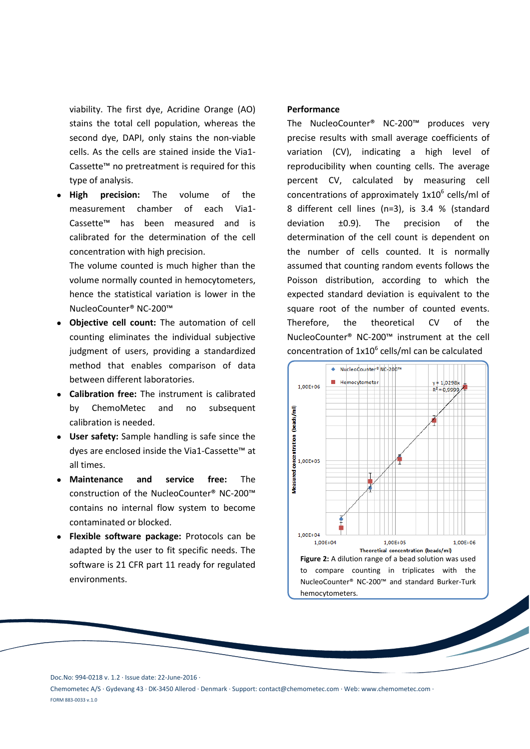viability. The first dye, Acridine Orange (AO) stains the total cell population, whereas the second dye, DAPI, only stains the non-viable cells. As the cells are stained inside the Via1-Cassette™ no pretreatment is required for this type of analysis.

- **High precision:** The volume of the measurement chamber of each Via1-Cassette™ has been measured and is calibrated for the determination of the cell concentration with high precision.
  The volume counted is much higher than the volume normally counted in hemocytometers, hence the statistical variation is lower in the NucleoCounter® NC-200™
- **Objective cell count:** The automation of cell counting eliminates the individual subjective judgment of users, providing a standardized method that enables comparison of data between different laboratories.
- **Calibration free:** The instrument is calibrated by ChemoMetec and no subsequent calibration is needed.
- **User safety:** Sample handling is safe since the dyes are enclosed inside the Via1-Cassette™ at all times.
- **Maintenance and service free:** The construction of the NucleoCounter® NC-200™ contains no internal flow system to become contaminated or blocked.
- **Flexible software package:** Protocols can be adapted by the user to fit specific needs. The software is 21 CFR part 11 ready for regulated environments.

**Performance**

The NucleoCounter® NC-200™ produces very precise results with small average coefficients of variation (CV), indicating a high level of reproducibility when counting cells. The average percent CV, calculated by measuring cell concentrations of approximately $1x10^6$ cells/ml of 8 different cell lines (n=3), is 3.4 % (standard deviation ±0.9). The precision of the determination of the cell count is dependent on the number of cells counted. It is normally assumed that counting random events follows the Poisson distribution, according to which the expected standard deviation is equivalent to the square root of the number of counted events. Therefore, the theoretical CV of the NucleoCounter® NC-200™ instrument at the cell concentration of $1x10^6$ cells/ml can be calculated

**Figure 2:** A dilution range of a bead solution was used to compare counting in triplicates with the NucleoCounter® NC-200™ and standard Burker-Turk hemocytometers.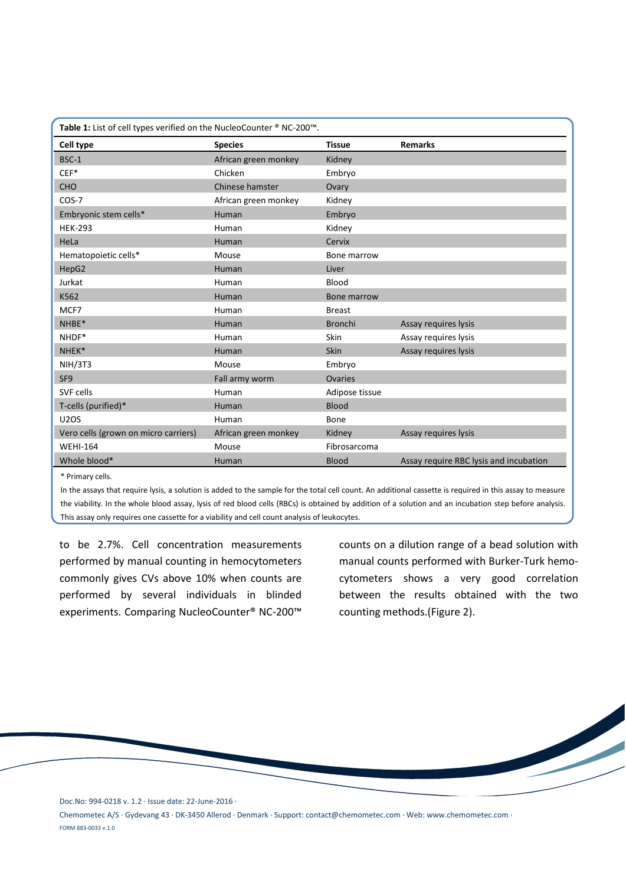**Table 1:** List of cell types verified on the NucleoCounter ® NC-200™.

| Cell type | Species | Tissue | Remarks |
|---|---|---|---|
| BSC-1 | African green monkey | Kidney | |
| CEF* | Chicken | Embryo | |
| CHO | Chinese hamster | Ovary | |
| COS-7 | African green monkey | Kidney | |
| Embryonic stem cells* | Human | Embryo | |
| HEK-293 | Human | Kidney | |
| HeLa | Human | Cervix | |
| Hematopoietic cells* | Mouse | Bone marrow | |
| HepG2 | Human | Liver | |
| Jurkat | Human | Blood | |
| K562 | Human | Bone marrow | |
| MCF7 | Human | Breast | |
| NHBE* | Human | Bronchi | Assay requires lysis |
| NHDF* | Human | Skin | Assay requires lysis |
| NHEK* | Human | Skin | Assay requires lysis |
| NIH/3T3 | Mouse | Embryo | |
| SF9 | Fall army worm | Ovaries | |
| SVF cells | Human | Adipose tissue | |
| T-cells (purified)* | Human | Blood | |
| U2OS | Human | Bone | |
| Vero cells (grown on micro carriers) | African green monkey | Kidney | Assay requires lysis |
| WEHI-164 | Mouse | Fibrosarcoma | |
| Whole blood* | Human | Blood | Assay require RBC lysis and incubation |

* Primary cells.

In the assays that require lysis, a solution is added to the sample for the total cell count. An additional cassette is required in this assay to measure the viability. In the whole blood assay, lysis of red blood cells (RBCs) is obtained by addition of a solution and an incubation step before analysis. This assay only requires one cassette for a viability and cell count analysis of leukocytes.

to be 2.7%. Cell concentration measurements performed by manual counting in hemocytometers commonly gives CVs above 10% when counts are performed by several individuals in blinded experiments. Comparing NucleoCounter® NC-200™ counts on a dilution range of a bead solution with manual counts performed with Burker-Turk hemocytometers shows a very good correlation between the results obtained with the two counting methods.(Figure 2).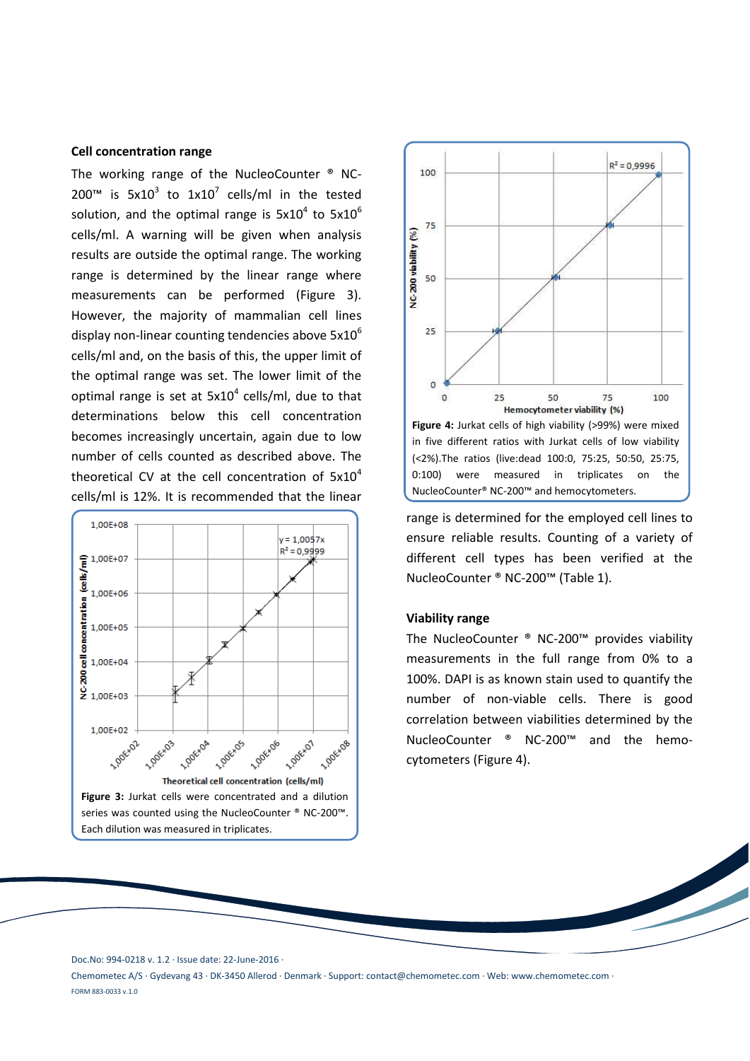### Cell concentration range

The working range of the NucleoCounter ® NC-200™ is $5x10^3$ to $1x10^7$ cells/ml in the tested solution, and the optimal range is $5x10^4$ to $5x10^6$ cells/ml. A warning will be given when analysis results are outside the optimal range. The working range is determined by the linear range where measurements can be performed (Figure 3). However, the majority of mammalian cell lines display non-linear counting tendencies above $5x10^6$ cells/ml and, on the basis of this, the upper limit of the optimal range was set. The lower limit of the optimal range is set at $5x10^4$ cells/ml, due to that determinations below this cell concentration becomes increasingly uncertain, again due to low number of cells counted as described above. The theoretical CV at the cell concentration of $5x10^4$ cells/ml is 12%. It is recommended that the linear range is determined for the employed cell lines to ensure reliable results. Counting of a variety of different cell types has been verified at the NucleoCounter ® NC-200™ (Table 1).

**Figure 3:** Jurkat cells were concentrated and a dilution series was counted using the NucleoCounter ® NC-200™. Each dilution was measured in triplicates.

**Figure 4:** Jurkat cells of high viability (>99%) were mixed in five different ratios with Jurkat cells of low viability (<2%).The ratios (live:dead 100:0, 75:25, 50:50, 25:75, 0:100) were measured in triplicates on the NucleoCounter® NC-200™ and hemocytometers.

### Viability range

The NucleoCounter ® NC-200™ provides viability measurements in the full range from 0% to a 100%. DAPI is as known stain used to quantify the number of non-viable cells. There is good correlation between viabilities determined by the NucleoCounter ® NC-200™ and the hemocytometers (Figure 4).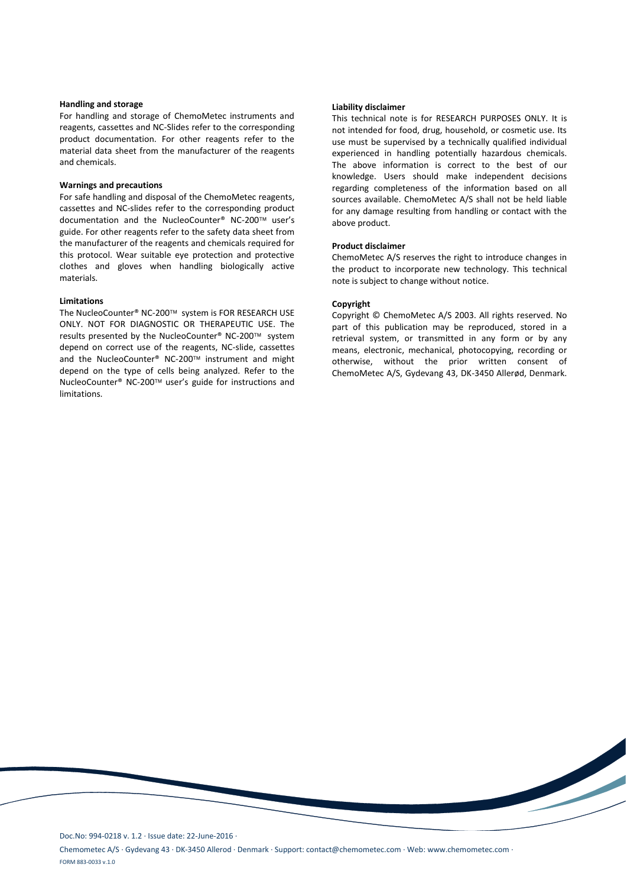**Handling and storage**

For handling and storage of ChemoMetec instruments and reagents, cassettes and NC-Slides refer to the corresponding product documentation. For other reagents refer to the material data sheet from the manufacturer of the reagents and chemicals.

**Warnings and precautions**

For safe handling and disposal of the ChemoMetec reagents, cassettes and NC-slides refer to the corresponding product documentation and the NucleoCounter® NC-200™ user's guide. For other reagents refer to the safety data sheet from the manufacturer of the reagents and chemicals required for this protocol. Wear suitable eye protection and protective clothes and gloves when handling biologically active materials.

**Limitations**

The NucleoCounter® NC-200™ system is FOR RESEARCH USE ONLY. NOT FOR DIAGNOSTIC OR THERAPEUTIC USE. The results presented by the NucleoCounter® NC-200™ system depend on correct use of the reagents, NC-slide, cassettes and the NucleoCounter® NC-200™ instrument and might depend on the type of cells being analyzed. Refer to the NucleoCounter® NC-200™ user's guide for instructions and limitations.

**Liability disclaimer**

This technical note is for RESEARCH PURPOSES ONLY. It is not intended for food, drug, household, or cosmetic use. Its use must be supervised by a technically qualified individual experienced in handling potentially hazardous chemicals. The above information is correct to the best of our knowledge. Users should make independent decisions regarding completeness of the information based on all sources available. ChemoMetec A/S shall not be held liable for any damage resulting from handling or contact with the above product.

**Product disclaimer**

ChemoMetec A/S reserves the right to introduce changes in the product to incorporate new technology. This technical note is subject to change without notice.

**Copyright**

Copyright © ChemoMetec A/S 2003. All rights reserved. No part of this publication may be reproduced, stored in a retrieval system, or transmitted in any form or by any means, electronic, mechanical, photocopying, recording or otherwise, without the prior written consent of ChemoMetec A/S, Gydevang 43, DK-3450 Allerød, Denmark.

Doc.No: 994-0218 v. 1.2 · Issue date: 22-June-2016 ·

Chemometec A/S · Gydevang 43 · DK-3450 Allerod · Denmark · Support: contact@chemometec.com · Web: www.chemometec.com ·

FORM 883-0033 v.1.0